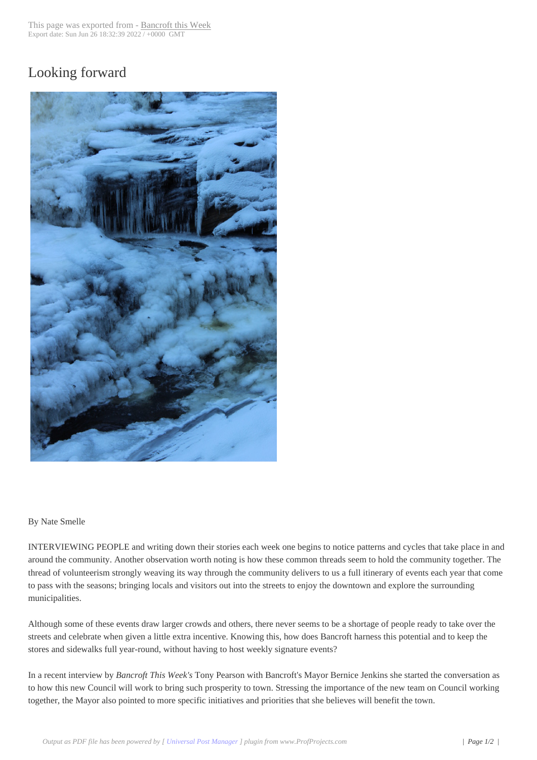# Looking forward

By Nate Smelle

INTERVIEWING PEOPLE and writing down their stories each week one begins to notice patterns and cycles that take place in and around the community. Another observation worth noting is how these common threads seem to hold the community together. The thread of volunteerism strongly weaving its way through the community delivers to us a full itinerary of events each year that come to pass with the seasons; bringing locals and visitors out into the streets to enjoy the downtown and explore the surrounding municipalities.

Although some of these events draw larger crowds and others, there never seems to be a shortage of people ready to take over the streets and celebrate when given a little extra incentive. Knowing this, how does Bancroft harness this potential and to keep the stores and sidewalks full year-round, without having to host weekly signature events?

In a recent interview by *Bancroft This Week's* Tony Pearson with Bancroft's Mayor Bernice Jenkins she started the conversation as to how this new Council will work to bring such prosperity to town. Stressing the importance of the new team on Council working together, the Mayor also pointed to more specific initiatives and priorities that she believes will benefit the town.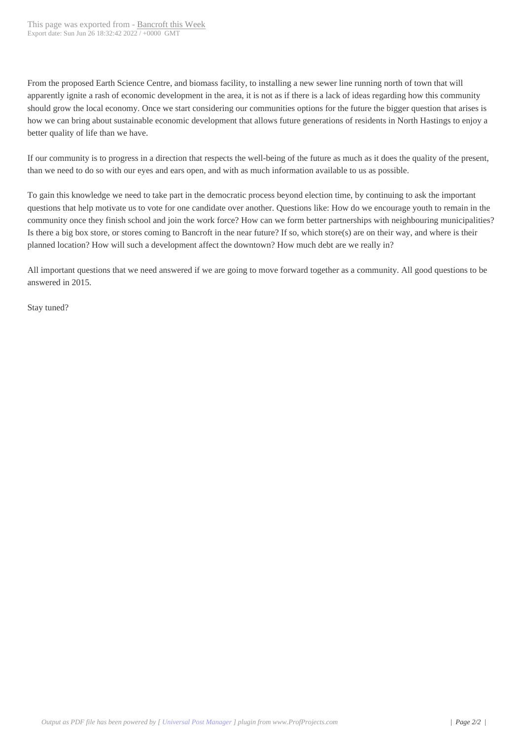From the proposed Earth Science Centre, and biomass facility, to installing a new sewer line running north of town that will apparently ignite a rash of economic development in the area, it is not as if there is a lack of ideas regarding how this community should grow the local economy. Once we start considering our communities options for the future the bigger question that arises is how we can bring about sustainable economic development that allows future generations of residents in North Hastings to enjoy a better quality of life than we have.

If our community is to progress in a direction that respects the well-being of the future as much as it does the quality of the present, than we need to do so with our eyes and ears open, and with as much information available to us as possible.

To gain this knowledge we need to take part in the democratic process beyond election time, by continuing to ask the important questions that help motivate us to vote for one candidate over another. Questions like: How do we encourage youth to remain in the community once they finish school and join the work force? How can we form better partnerships with neighbouring municipalities? Is there a big box store, or stores coming to Bancroft in the near future? If so, which store(s) are on their way, and where is their planned location? How will such a development affect the downtown? How much debt are we really in?

All important questions that we need answered if we are going to move forward together as a community. All good questions to be answered in 2015.

Stay tuned?